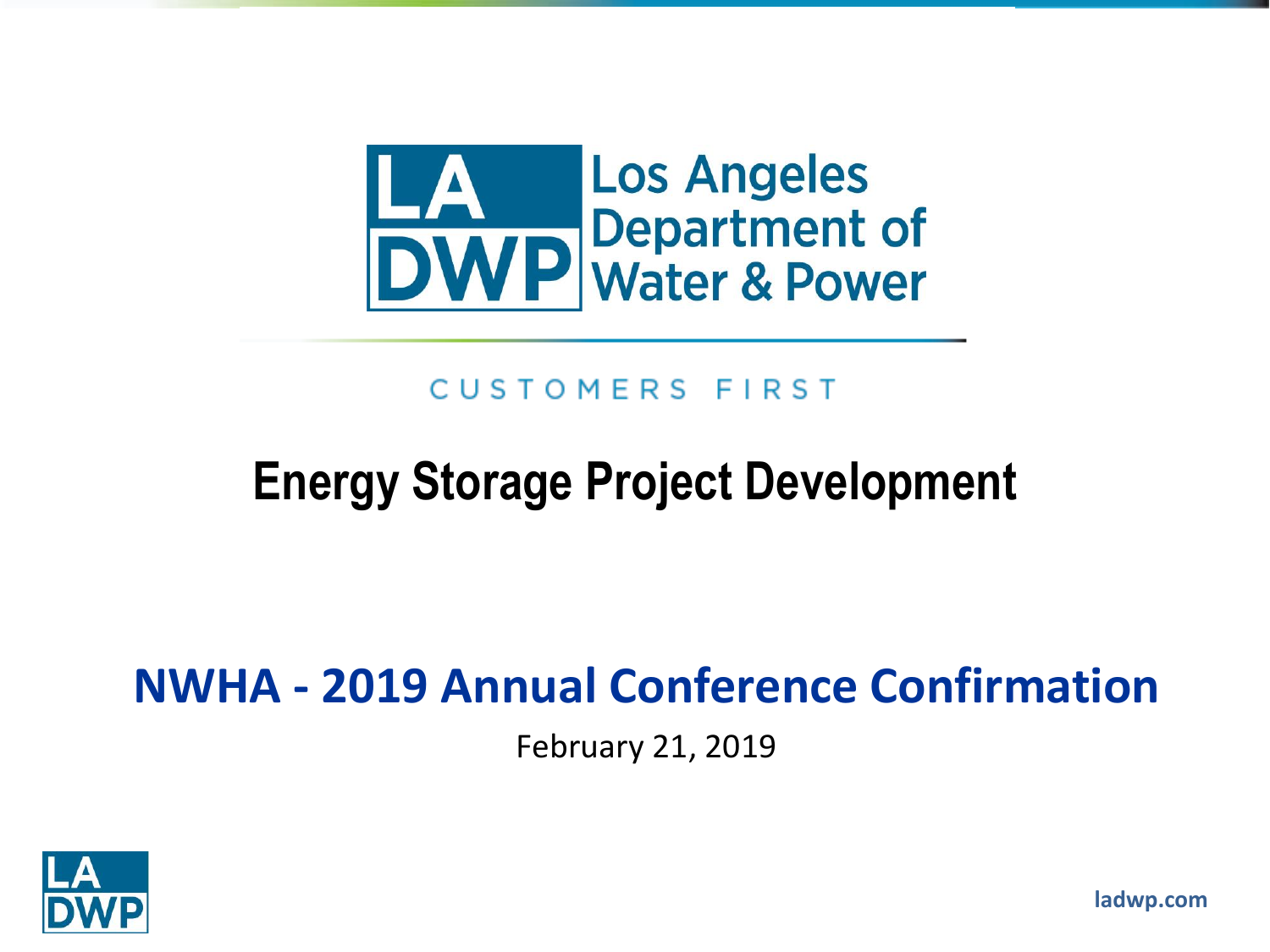Los Angeles Department of Water & Power

CUSTOMERS FIRST

# Energy Storage Project Development

## NWHA - 2019 Annual Conference Confirmation

February 21, 2019

ladwp.com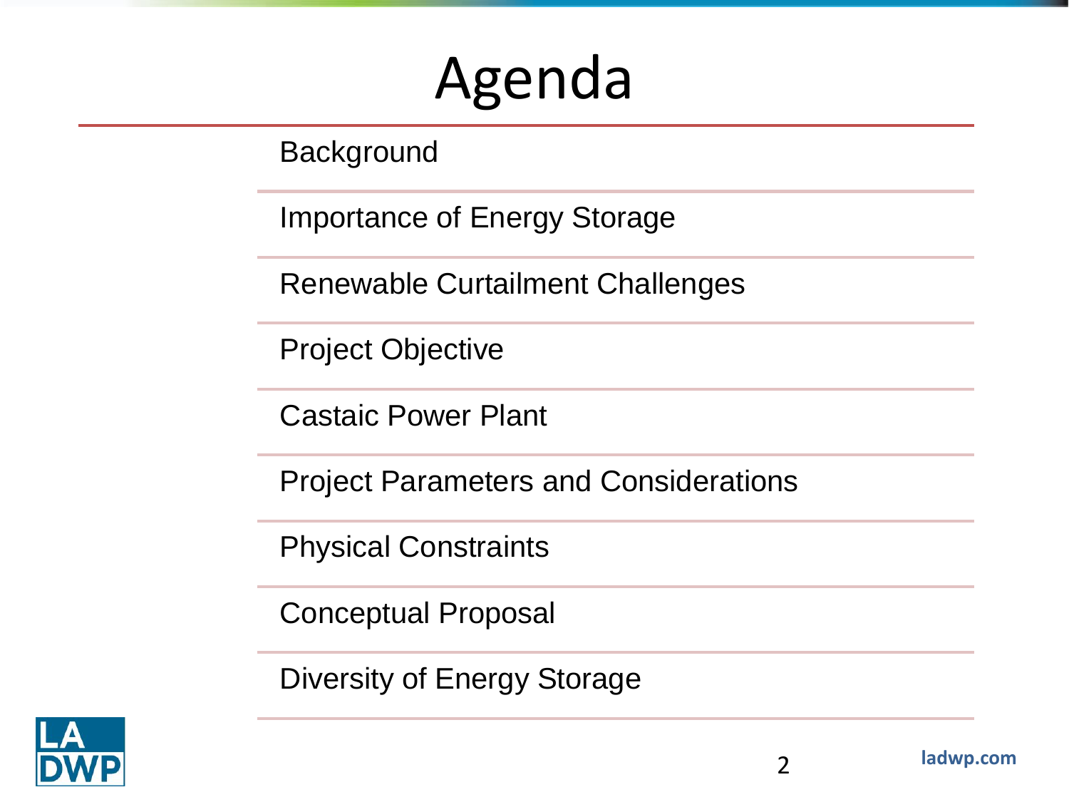# Agenda

- Background
- Importance of Energy Storage
- Renewable Curtailment Challenges
- Project Objective
- Castaic Power Plant
- Project Parameters and Considerations
- Physical Constraints
- Conceptual Proposal
- Diversity of Energy Storage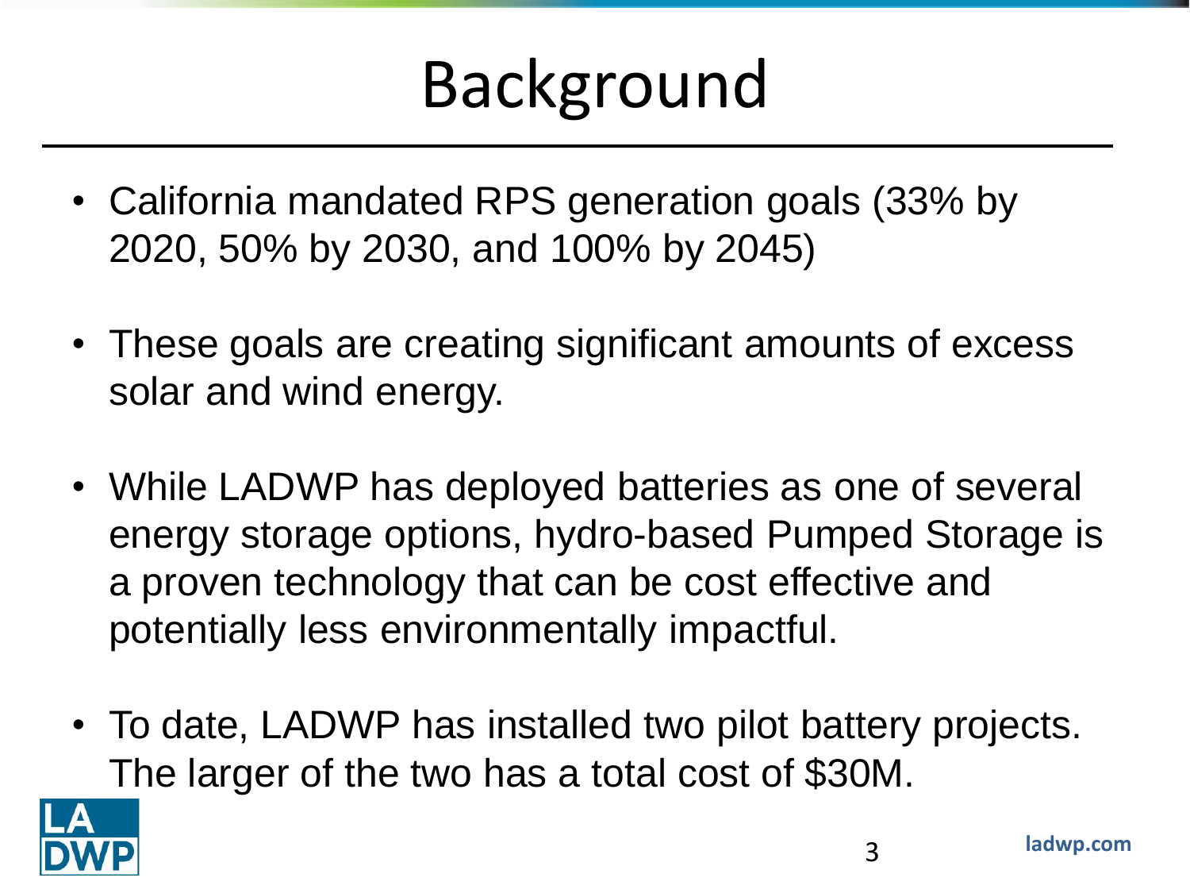# Background

- California mandated RPS generation goals (33% by 2020, 50% by 2030, and 100% by 2045)
- These goals are creating significant amounts of excess solar and wind energy.
- While LADWP has deployed batteries as one of several energy storage options, hydro-based Pumped Storage is a proven technology that can be cost effective and potentially less environmentally impactful.
- To date, LADWP has installed two pilot battery projects. The larger of the two has a total cost of $30M.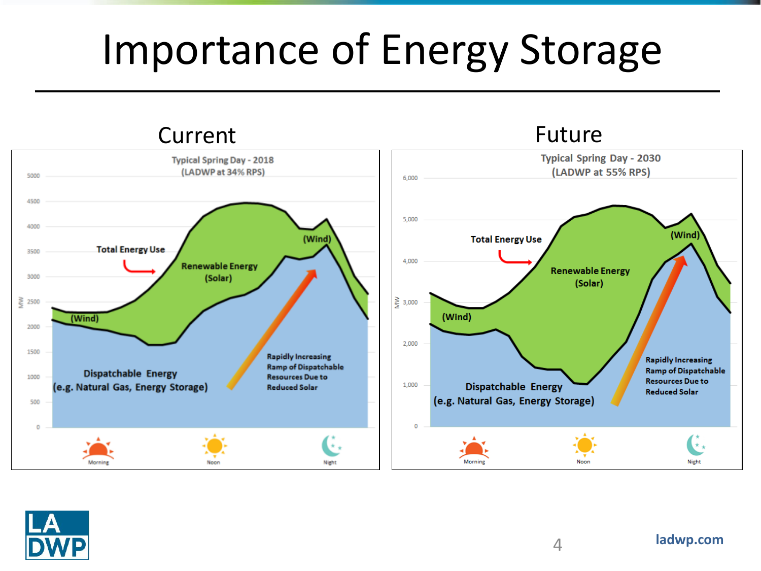# Importance of Energy Storage

## Current

**Typical Spring Day - 2018**
**(LADWP at 34% RPS)**

- Total Energy Use
- Renewable Energy (Solar)
- (Wind)
- Dispatchable Energy (e.g. Natural Gas, Energy Storage)
- Rapidly Increasing Ramp of Dispatchable Resources Due to Reduced Solar

MW: 0, 500, 1000, 1500, 2000, 2500, 3000, 3500, 4000, 4500, 5000

Morning · Noon · Night

## Future

**Typical Spring Day - 2030**
**(LADWP at 55% RPS)**

- Total Energy Use
- Renewable Energy (Solar)
- (Wind)
- Dispatchable Energy (e.g. Natural Gas, Energy Storage)
- Rapidly Increasing Ramp of Dispatchable Resources Due to Reduced Solar

MW: 0, 1,000, 2,000, 3,000, 4,000, 5,000, 6,000

Morning · Noon · Night

LADWP

ladwp.com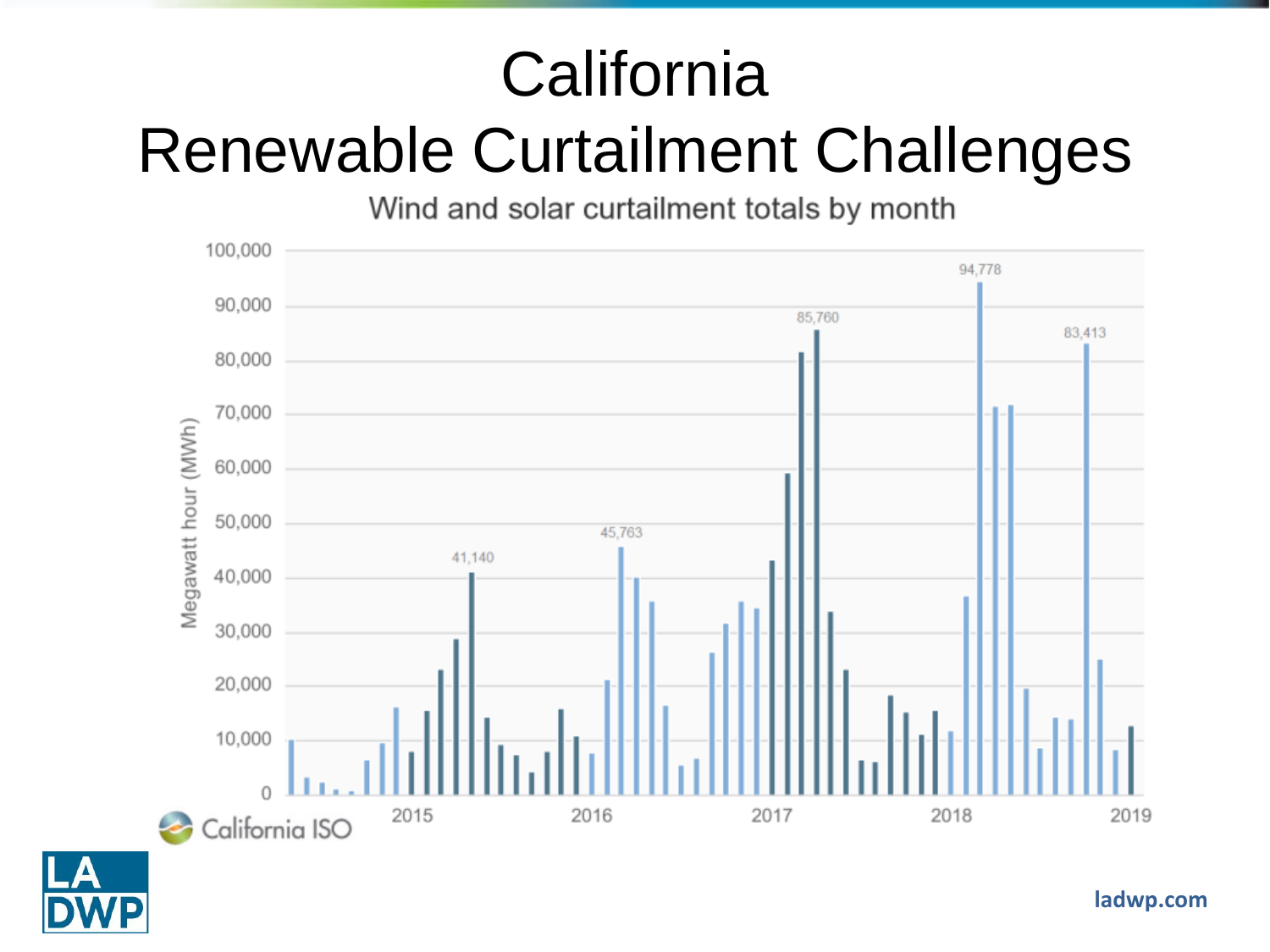# California Renewable Curtailment Challenges

Wind and solar curtailment totals by month

Megawatt hour (MWh)

100,000
90,000
80,000
70,000
60,000
50,000
40,000
30,000
20,000
10,000
0

41,140
45,763
85,760
94,778
83,413

2015 2016 2017 2018 2019

California ISO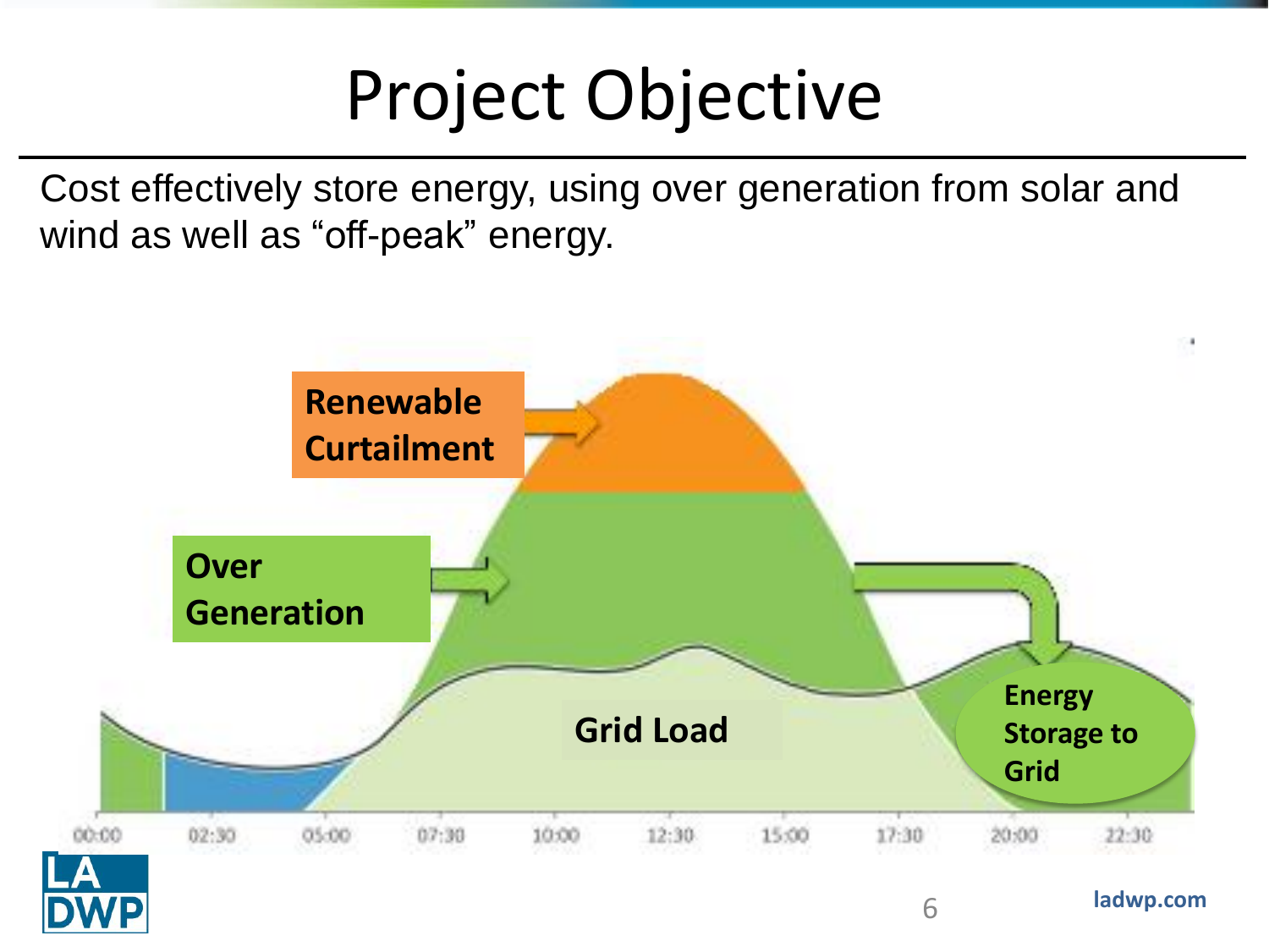# Project Objective

Cost effectively store energy, using over generation from solar and wind as well as "off-peak" energy.

**Renewable Curtailment**

**Over Generation**

**Grid Load**

**Energy Storage to Grid**

00:00 02:30 05:00 07:30 10:00 12:30 15:00 17:30 20:00 22:30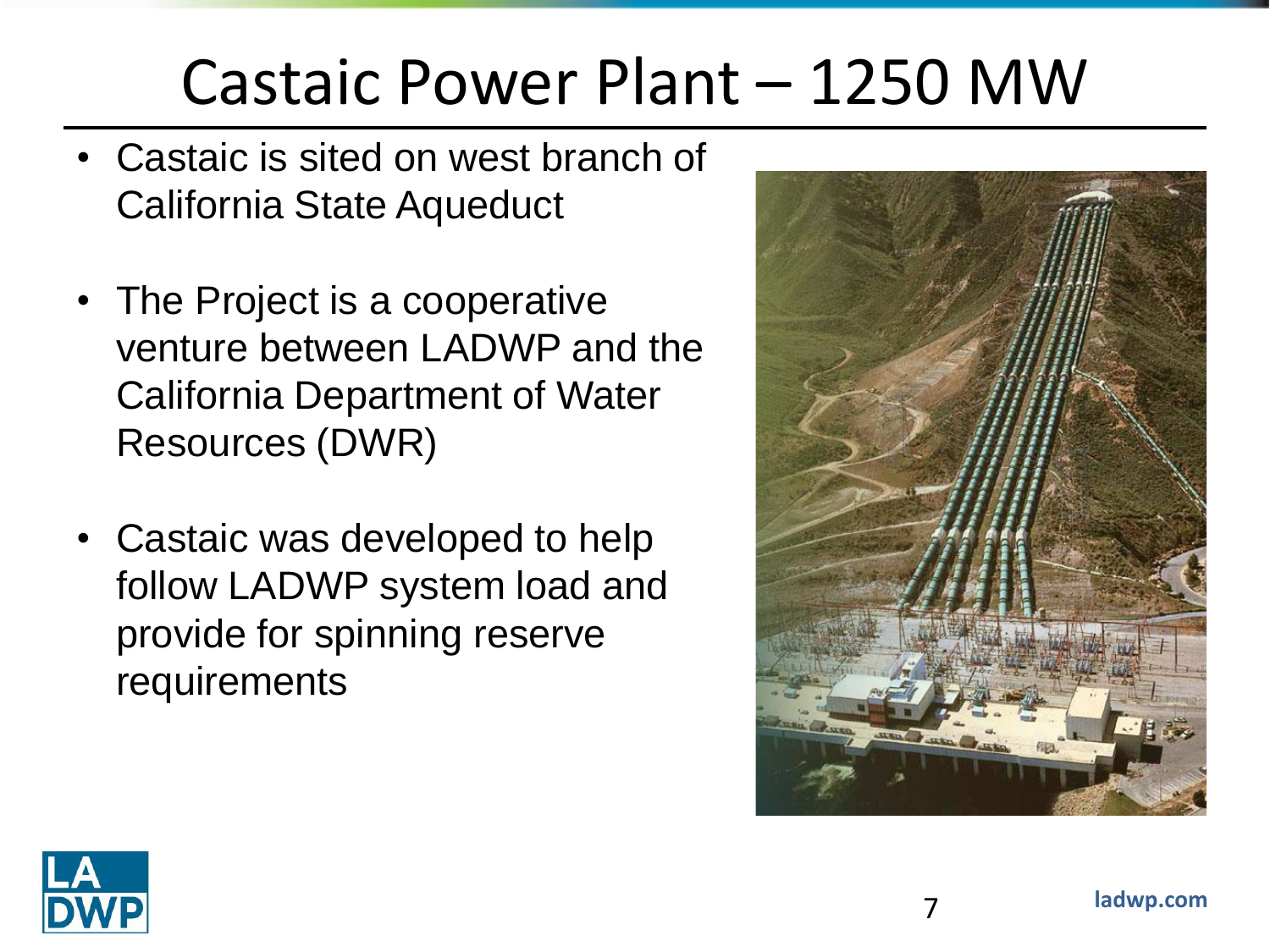# Castaic Power Plant – 1250 MW

- Castaic is sited on west branch of California State Aqueduct
- The Project is a cooperative venture between LADWP and the California Department of Water Resources (DWR)
- Castaic was developed to help follow LADWP system load and provide for spinning reserve requirements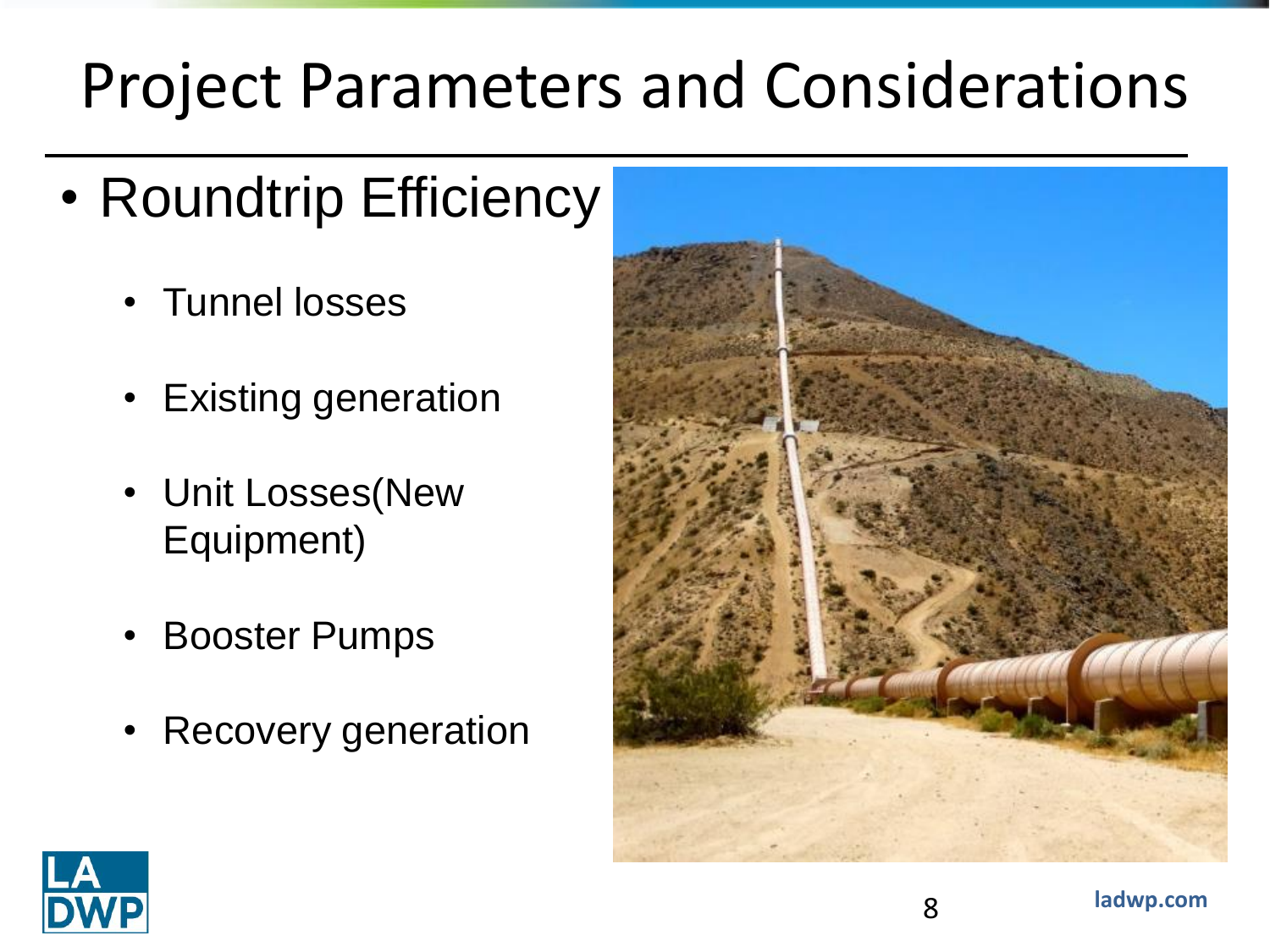# Project Parameters and Considerations

- Roundtrip Efficiency
  - Tunnel losses
  - Existing generation
  - Unit Losses(New Equipment)
  - Booster Pumps
  - Recovery generation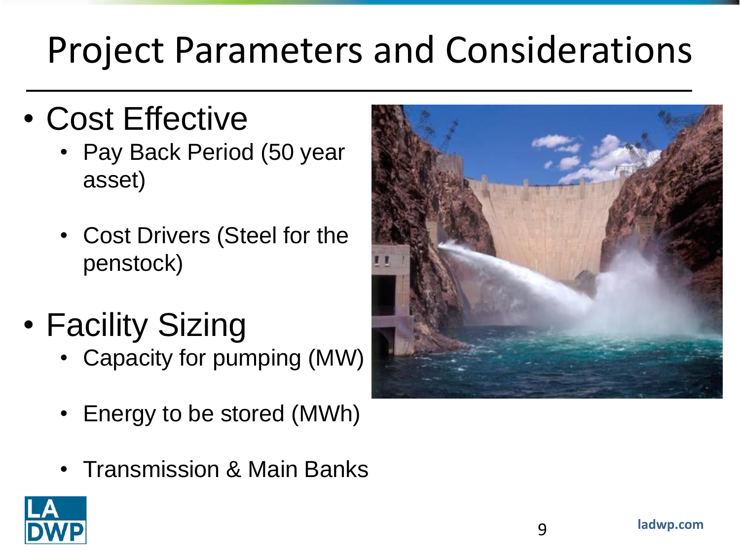# Project Parameters and Considerations

- Cost Effective
  - Pay Back Period (50 year asset)
  - Cost Drivers (Steel for the penstock)
- Facility Sizing
  - Capacity for pumping (MW)
  - Energy to be stored (MWh)
  - Transmission & Main Banks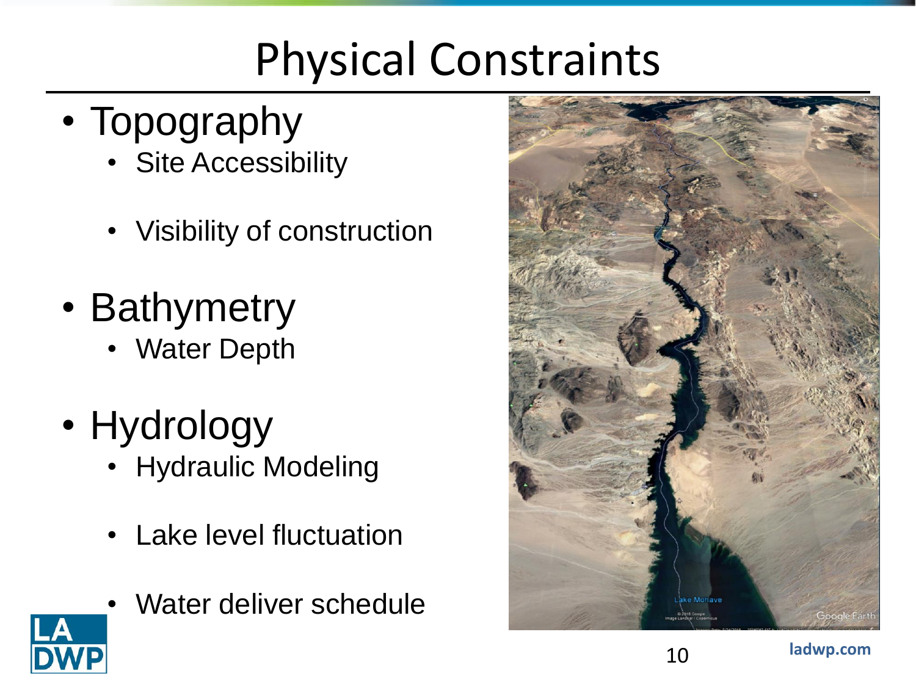# Physical Constraints

- Topography
  - Site Accessibility
  - Visibility of construction
- Bathymetry
  - Water Depth
- Hydrology
  - Hydraulic Modeling
  - Lake level fluctuation
  - Water deliver schedule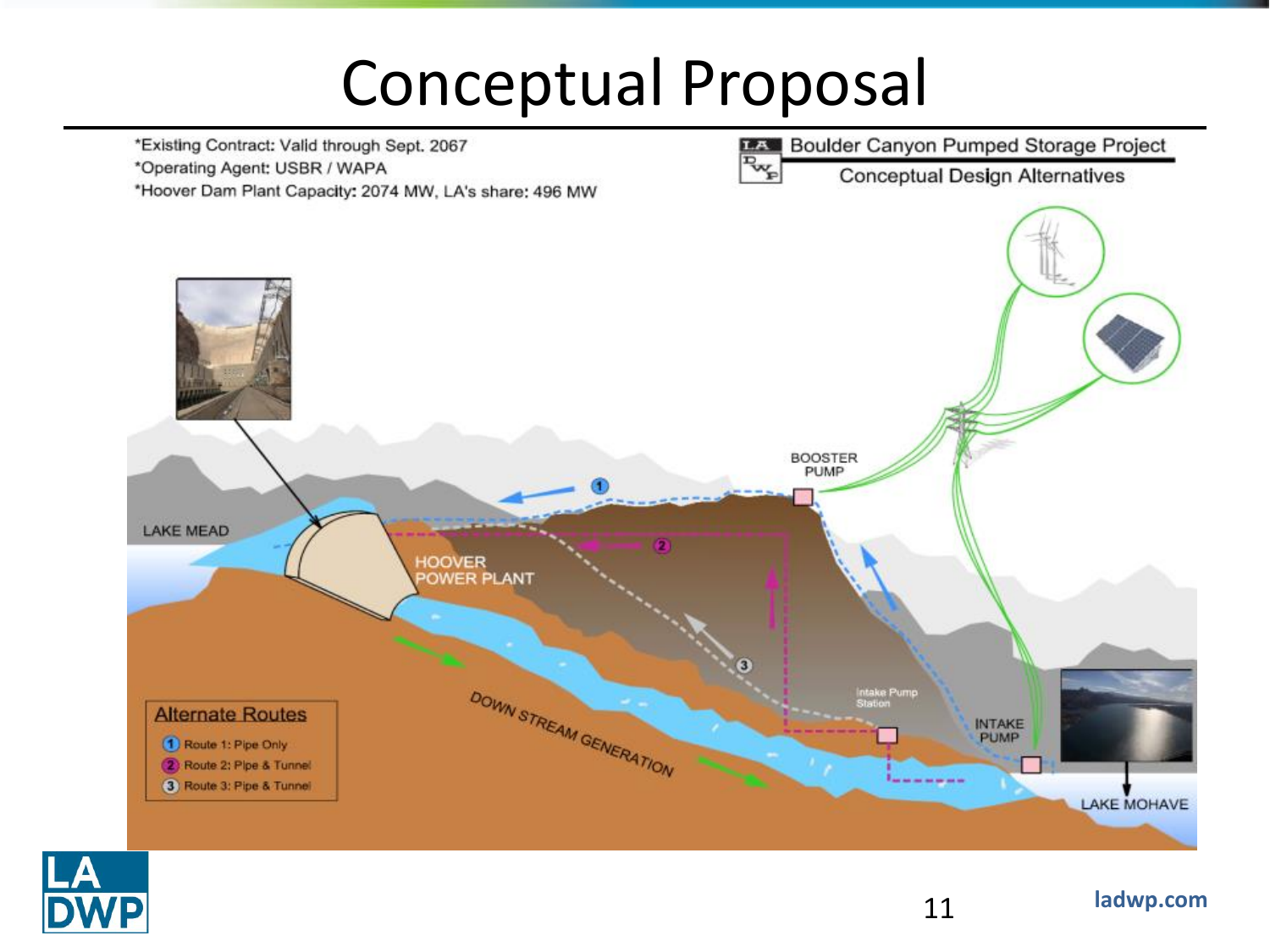# Conceptual Proposal

*Existing Contract: Valid through Sept. 2067
*Operating Agent: USBR / WAPA
*Hoover Dam Plant Capacity: 2074 MW, LA's share: 496 MW

**Boulder Canyon Pumped Storage Project**
Conceptual Design Alternatives

LAKE MEAD

HOOVER POWER PLANT

BOOSTER PUMP

Intake Pump Station

INTAKE PUMP

DOWN STREAM GENERATION

LAKE MOHAVE

**Alternate Routes**

1. Route 1: Pipe Only
2. Route 2: Pipe & Tunnel
3. Route 3: Pipe & Tunnel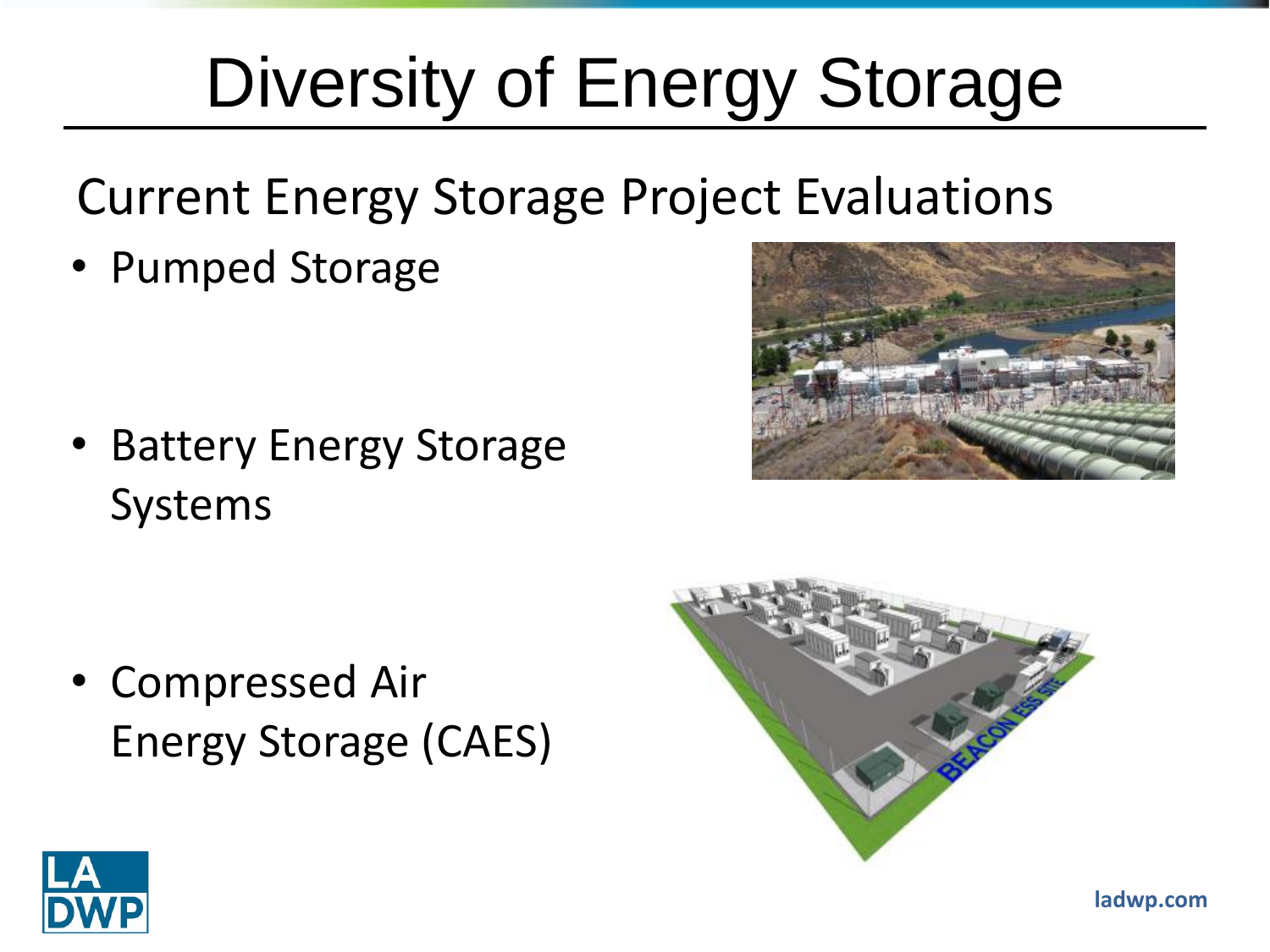# Diversity of Energy Storage

## Current Energy Storage Project Evaluations

- Pumped Storage
- Battery Energy Storage Systems
- Compressed Air Energy Storage (CAES)